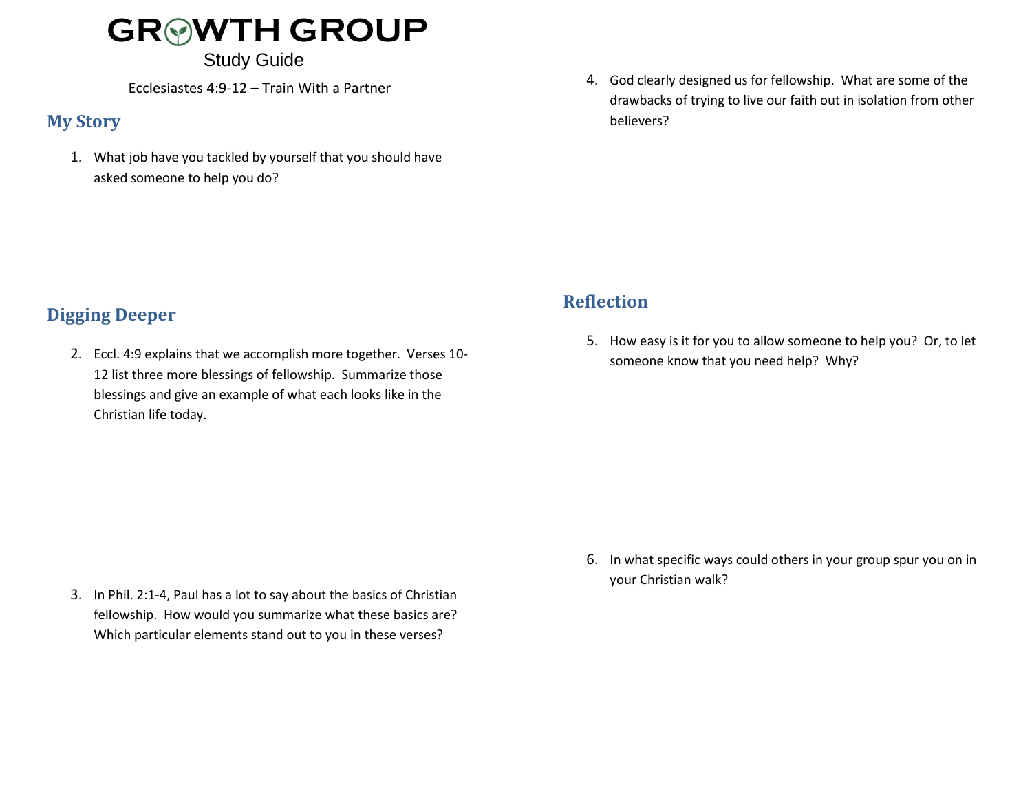# GROWTH GROUP

Study Guide

Ecclesiastes 4:9-12 – Train With a Partner

## My Story

1. What job have you tackled by yourself that you should have asked someone to help you do?

## Digging Deeper

2. Eccl. 4:9 explains that we accomplish more together. Verses 10-12 list three more blessings of fellowship. Summarize those blessings and give an example of what each looks like in the Christian life today.

3. In Phil. 2:1-4, Paul has a lot to say about the basics of Christian fellowship. How would you summarize what these basics are? Which particular elements stand out to you in these verses?

4. God clearly designed us for fellowship. What are some of the drawbacks of trying to live our faith out in isolation from other believers?

## Reflection

5. How easy is it for you to allow someone to help you? Or, to let someone know that you need help? Why?

6. In what specific ways could others in your group spur you on in your Christian walk?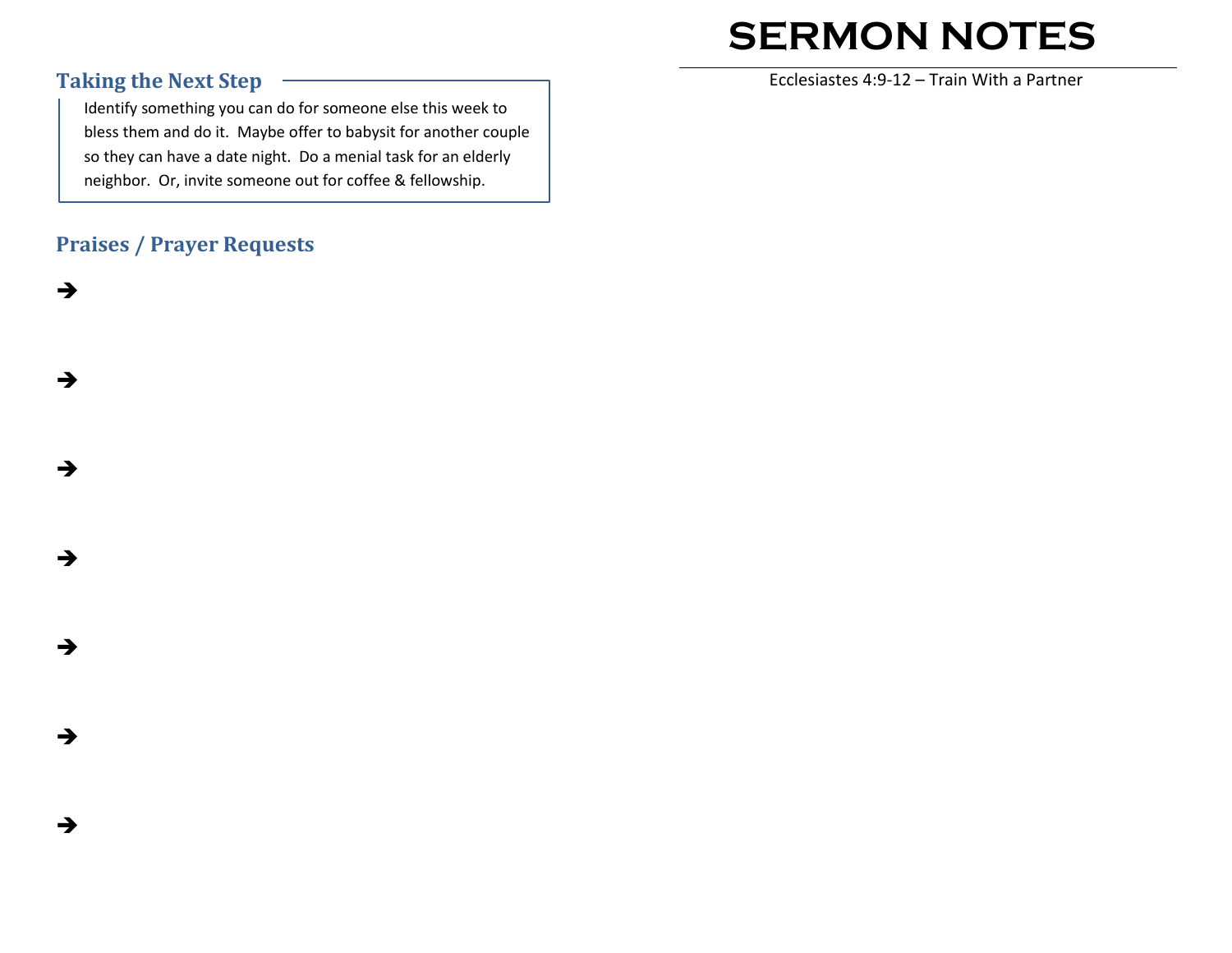## Taking the Next Step

Identify something you can do for someone else this week to bless them and do it. Maybe offer to babysit for another couple so they can have a date night. Do a menial task for an elderly neighbor. Or, invite someone out for coffee & fellowship.

## Praises / Prayer Requests

➔

➔

➔

➔

➔

➔

➔

# SERMON NOTES

Ecclesiastes 4:9-12 – Train With a Partner